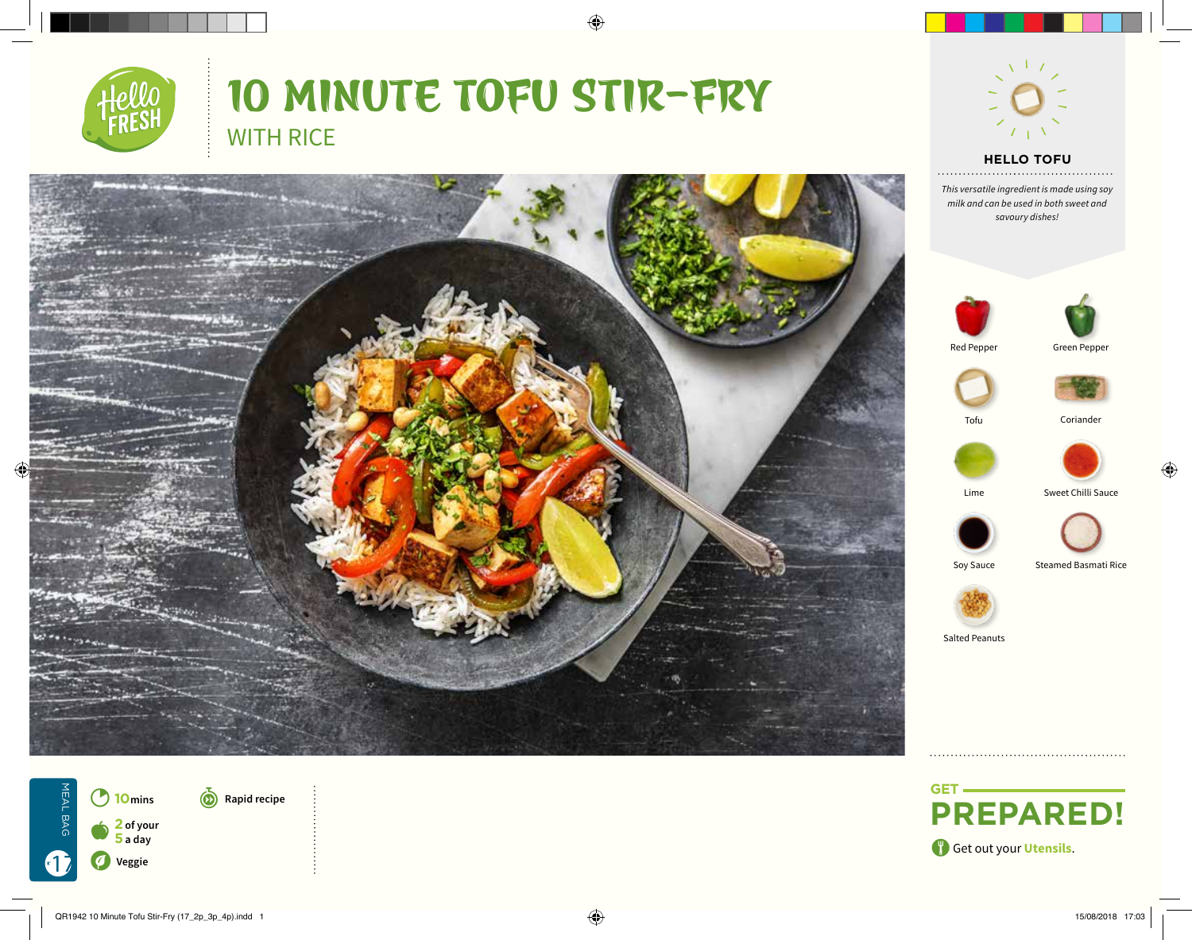# 10 MINUTE TOFU STIR-FRY

## WITH RICE

### HELLO TOFU

*This versatile ingredient is made using soy milk and can be used in both sweet and savoury dishes!*

- Red Pepper
- Green Pepper
- Tofu
- Coriander
- Lime
- Sweet Chilli Sauce
- Soy Sauce
- Steamed Basmati Rice
- Salted Peanuts

MEAL BAG 17

10 mins

Rapid recipe

2 of your 5 a day

Veggie

## GET PREPARED!

Get out your **Utensils**.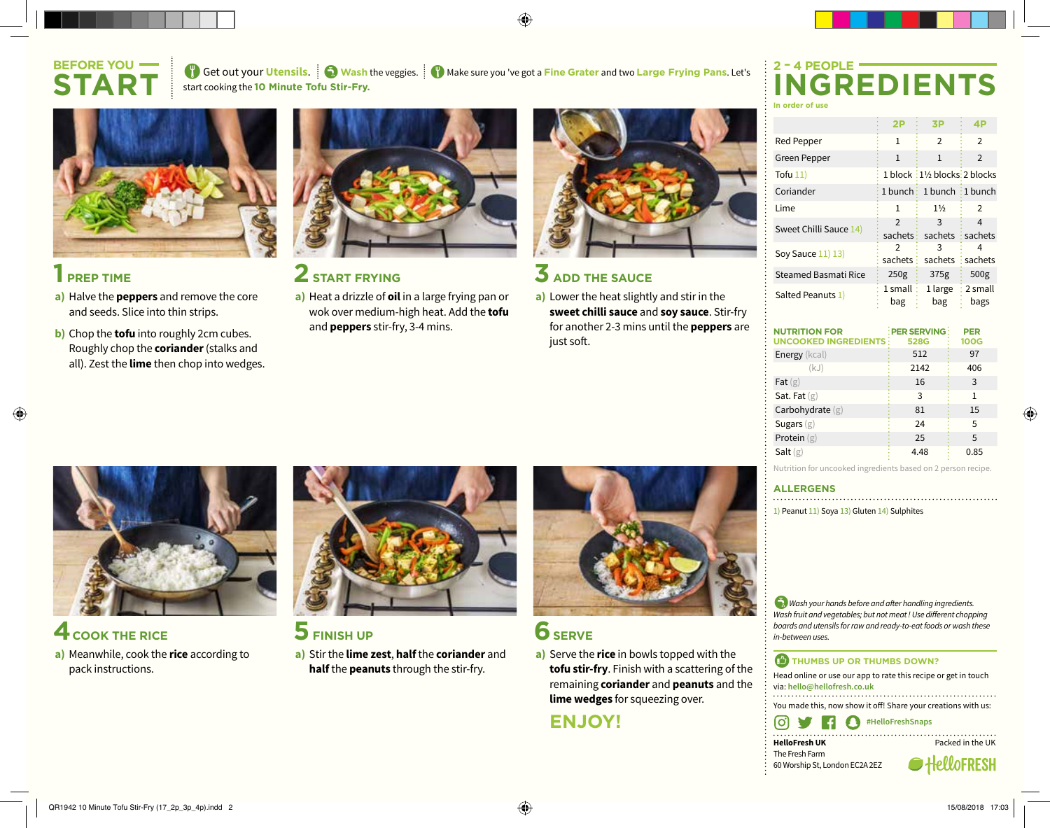## BEFORE YOU START

Get out your **Utensils**. Wash the veggies. Make sure you 've got a **Fine Grater** and two **Large Frying Pans**. Let's start cooking the **10 Minute Tofu Stir-Fry.**

### 1 PREP TIME

a) Halve the **peppers** and remove the core and seeds. Slice into thin strips.

b) Chop the **tofu** into roughly 2cm cubes. Roughly chop the **coriander** (stalks and all). Zest the **lime** then chop into wedges.

### 2 START FRYING

a) Heat a drizzle of **oil** in a large frying pan or wok over medium-high heat. Add the **tofu** and **peppers** stir-fry, 3-4 mins.

### 3 ADD THE SAUCE

a) Lower the heat slightly and stir in the **sweet chilli sauce** and **soy sauce**. Stir-fry for another 2-3 mins until the **peppers** are just soft.

### 4 COOK THE RICE

a) Meanwhile, cook the **rice** according to pack instructions.

### 5 FINISH UP

a) Stir the **lime zest**, **half** the **coriander** and **half** the **peanuts** through the stir-fry.

### 6 SERVE

a) Serve the **rice** in bowls topped with the **tofu stir-fry**. Finish with a scattering of the remaining **coriander** and **peanuts** and the **lime wedges** for squeezing over.

**ENJOY!**

## 2 – 4 PEOPLE INGREDIENTS

In order of use

| | 2P | 3P | 4P |
|---|---|---|---|
| Red Pepper | 1 | 2 | 2 |
| Green Pepper | 1 | 1 | 2 |
| Tofu 11) | 1 block | 1½ blocks | 2 blocks |
| Coriander | 1 bunch | 1 bunch | 1 bunch |
| Lime | 1 | 1½ | 2 |
| Sweet Chilli Sauce 14) | 2 sachets | 3 sachets | 4 sachets |
| Soy Sauce 11) 13) | 2 sachets | 3 sachets | 4 sachets |
| Steamed Basmati Rice | 250g | 375g | 500g |
| Salted Peanuts 1) | 1 small bag | 1 large bag | 2 small bags |

| NUTRITION FOR UNCOOKED INGREDIENTS | PER SERVING 528G | PER 100G |
|---|---|---|
| Energy (kcal) | 512 | 97 |
| (kJ) | 2142 | 406 |
| Fat (g) | 16 | 3 |
| Sat. Fat (g) | 3 | 1 |
| Carbohydrate (g) | 81 | 15 |
| Sugars (g) | 24 | 5 |
| Protein (g) | 25 | 5 |
| Salt (g) | 4.48 | 0.85 |

Nutrition for uncooked ingredients based on 2 person recipe.

### ALLERGENS

1) Peanut 11) Soya 13) Gluten 14) Sulphites

*Wash your hands before and after handling ingredients. Wash fruit and vegetables; but not meat ! Use different chopping boards and utensils for raw and ready-to-eat foods or wash these in-between uses.*

### THUMBS UP OR THUMBS DOWN?

Head online or use our app to rate this recipe or get in touch via: hello@hellofresh.co.uk

You made this, now show it off! Share your creations with us: #HelloFreshSnaps

**HelloFresh UK**
The Fresh Farm
60 Worship St, London EC2A 2EZ

Packed in the UK

HelloFRESH